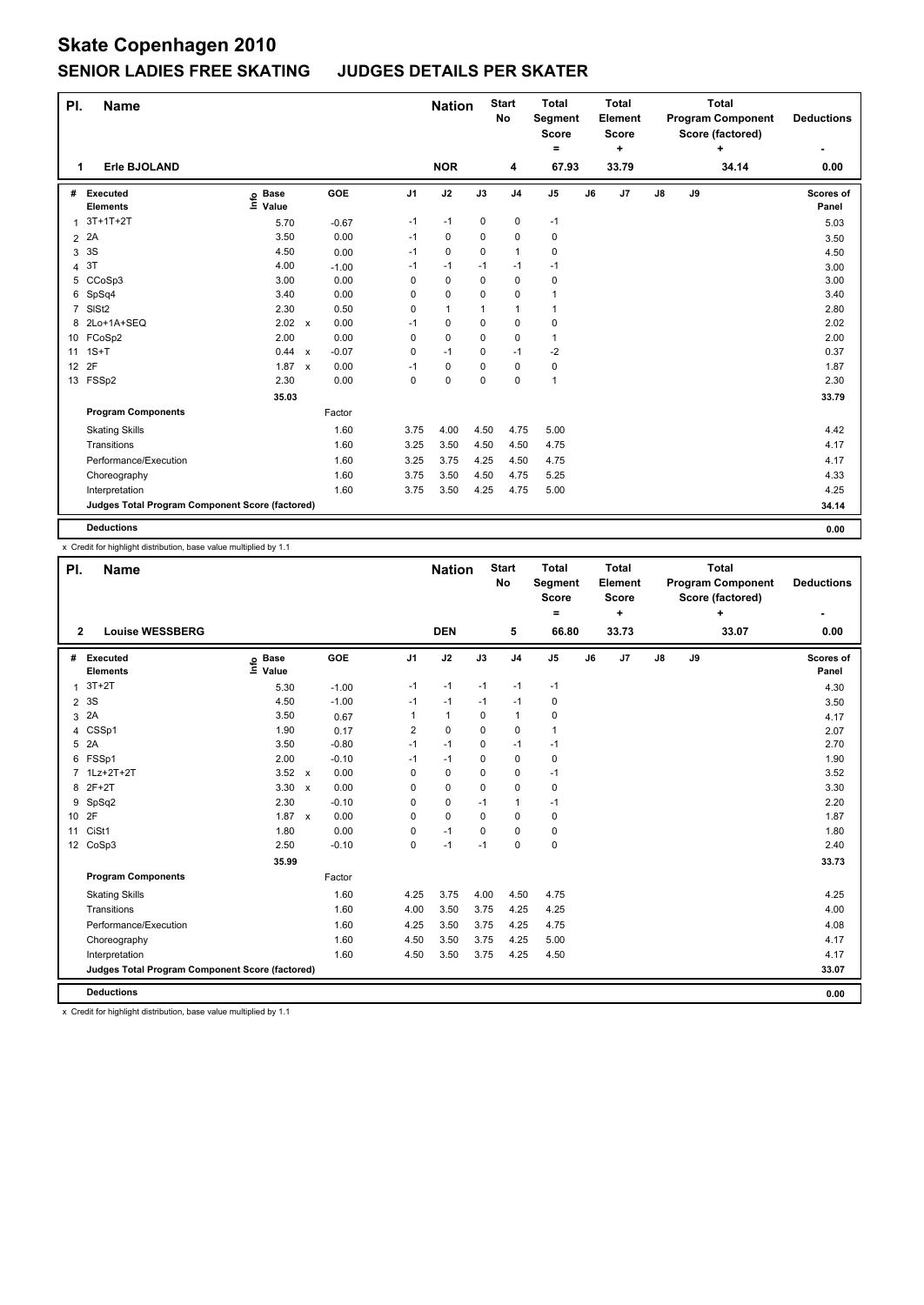# Skate Copenhagen 2010

## SENIOR LADIES FREE SKATING JUDGES DETAILS PER SKATER

| Pl. | Name | Nation | Start No | Total Segment Score = | Total Element Score + | Total Program Component Score (factored) + | Deductions - |
|---|---|---|---|---|---|---|---|
| 1 | Erle BJOLAND | NOR | 4 | 67.93 | 33.79 | 34.14 | 0.00 |

| # | Executed Elements | Info | Base Value | | GOE | J1 | J2 | J3 | J4 | J5 | J6 | J7 | J8 | J9 | Scores of Panel |
|---|---|---|---|---|---|---|---|---|---|---|---|---|---|---|---|
| 1 | 3T+1T+2T | | 5.70 | | -0.67 | -1 | -1 | 0 | 0 | -1 | | | | | 5.03 |
| 2 | 2A | | 3.50 | | 0.00 | -1 | 0 | 0 | 0 | 0 | | | | | 3.50 |
| 3 | 3S | | 4.50 | | 0.00 | -1 | 0 | 0 | 1 | 0 | | | | | 4.50 |
| 4 | 3T | | 4.00 | | -1.00 | -1 | -1 | -1 | -1 | -1 | | | | | 3.00 |
| 5 | CCoSp3 | | 3.00 | | 0.00 | 0 | 0 | 0 | 0 | 0 | | | | | 3.00 |
| 6 | SpSq4 | | 3.40 | | 0.00 | 0 | 0 | 0 | 0 | 1 | | | | | 3.40 |
| 7 | SlSt2 | | 2.30 | | 0.50 | 0 | 1 | 1 | 1 | 1 | | | | | 2.80 |
| 8 | 2Lo+1A+SEQ | | 2.02 | x | 0.00 | -1 | 0 | 0 | 0 | 0 | | | | | 2.02 |
| 10 | FCoSp2 | | 2.00 | | 0.00 | 0 | 0 | 0 | 0 | 1 | | | | | 2.00 |
| 11 | 1S+T | | 0.44 | x | -0.07 | 0 | -1 | 0 | -1 | -2 | | | | | 0.37 |
| 12 | 2F | | 1.87 | x | 0.00 | -1 | 0 | 0 | 0 | 0 | | | | | 1.87 |
| 13 | FSSp2 | | 2.30 | | 0.00 | 0 | 0 | 0 | 0 | 1 | | | | | 2.30 |
| | | | 35.03 | | | | | | | | | | | | 33.79 |
| | **Program Components** | | | | Factor | | | | | | | | | | |
| | Skating Skills | | | | 1.60 | 3.75 | 4.00 | 4.50 | 4.75 | 5.00 | | | | | 4.42 |
| | Transitions | | | | 1.60 | 3.25 | 3.50 | 4.50 | 4.50 | 4.75 | | | | | 4.17 |
| | Performance/Execution | | | | 1.60 | 3.25 | 3.75 | 4.25 | 4.50 | 4.75 | | | | | 4.17 |
| | Choreography | | | | 1.60 | 3.75 | 3.50 | 4.50 | 4.75 | 5.25 | | | | | 4.33 |
| | Interpretation | | | | 1.60 | 3.75 | 3.50 | 4.25 | 4.75 | 5.00 | | | | | 4.25 |
| | **Judges Total Program Component Score (factored)** | | | | | | | | | | | | | | 34.14 |
| | **Deductions** | | | | | | | | | | | | | | 0.00 |

x Credit for highlight distribution, base value multiplied by 1.1

| Pl. | Name | Nation | Start No | Total Segment Score = | Total Element Score + | Total Program Component Score (factored) + | Deductions - |
|---|---|---|---|---|---|---|---|
| 2 | Louise WESSBERG | DEN | 5 | 66.80 | 33.73 | 33.07 | 0.00 |

| # | Executed Elements | Info | Base Value | | GOE | J1 | J2 | J3 | J4 | J5 | J6 | J7 | J8 | J9 | Scores of Panel |
|---|---|---|---|---|---|---|---|---|---|---|---|---|---|---|---|
| 1 | 3T+2T | | 5.30 | | -1.00 | -1 | -1 | -1 | -1 | -1 | | | | | 4.30 |
| 2 | 3S | | 4.50 | | -1.00 | -1 | -1 | -1 | -1 | 0 | | | | | 3.50 |
| 3 | 2A | | 3.50 | | 0.67 | 1 | 1 | 0 | 1 | 0 | | | | | 4.17 |
| 4 | CSSp1 | | 1.90 | | 0.17 | 2 | 0 | 0 | 0 | 1 | | | | | 2.07 |
| 5 | 2A | | 3.50 | | -0.80 | -1 | -1 | 0 | -1 | -1 | | | | | 2.70 |
| 6 | FSSp1 | | 2.00 | | -0.10 | -1 | -1 | 0 | 0 | 0 | | | | | 1.90 |
| 7 | 1Lz+2T+2T | | 3.52 | x | 0.00 | 0 | 0 | 0 | 0 | -1 | | | | | 3.52 |
| 8 | 2F+2T | | 3.30 | x | 0.00 | 0 | 0 | 0 | 0 | 0 | | | | | 3.30 |
| 9 | SpSq2 | | 2.30 | | -0.10 | 0 | 0 | -1 | 1 | -1 | | | | | 2.20 |
| 10 | 2F | | 1.87 | x | 0.00 | 0 | 0 | 0 | 0 | 0 | | | | | 1.87 |
| 11 | CiSt1 | | 1.80 | | 0.00 | 0 | -1 | 0 | 0 | 0 | | | | | 1.80 |
| 12 | CoSp3 | | 2.50 | | -0.10 | 0 | -1 | -1 | 0 | 0 | | | | | 2.40 |
| | | | 35.99 | | | | | | | | | | | | 33.73 |
| | **Program Components** | | | | Factor | | | | | | | | | | |
| | Skating Skills | | | | 1.60 | 4.25 | 3.75 | 4.00 | 4.50 | 4.75 | | | | | 4.25 |
| | Transitions | | | | 1.60 | 4.00 | 3.50 | 3.75 | 4.25 | 4.25 | | | | | 4.00 |
| | Performance/Execution | | | | 1.60 | 4.25 | 3.50 | 3.75 | 4.25 | 4.75 | | | | | 4.08 |
| | Choreography | | | | 1.60 | 4.50 | 3.50 | 3.75 | 4.25 | 5.00 | | | | | 4.17 |
| | Interpretation | | | | 1.60 | 4.50 | 3.50 | 3.75 | 4.25 | 4.50 | | | | | 4.17 |
| | **Judges Total Program Component Score (factored)** | | | | | | | | | | | | | | 33.07 |
| | **Deductions** | | | | | | | | | | | | | | 0.00 |

x Credit for highlight distribution, base value multiplied by 1.1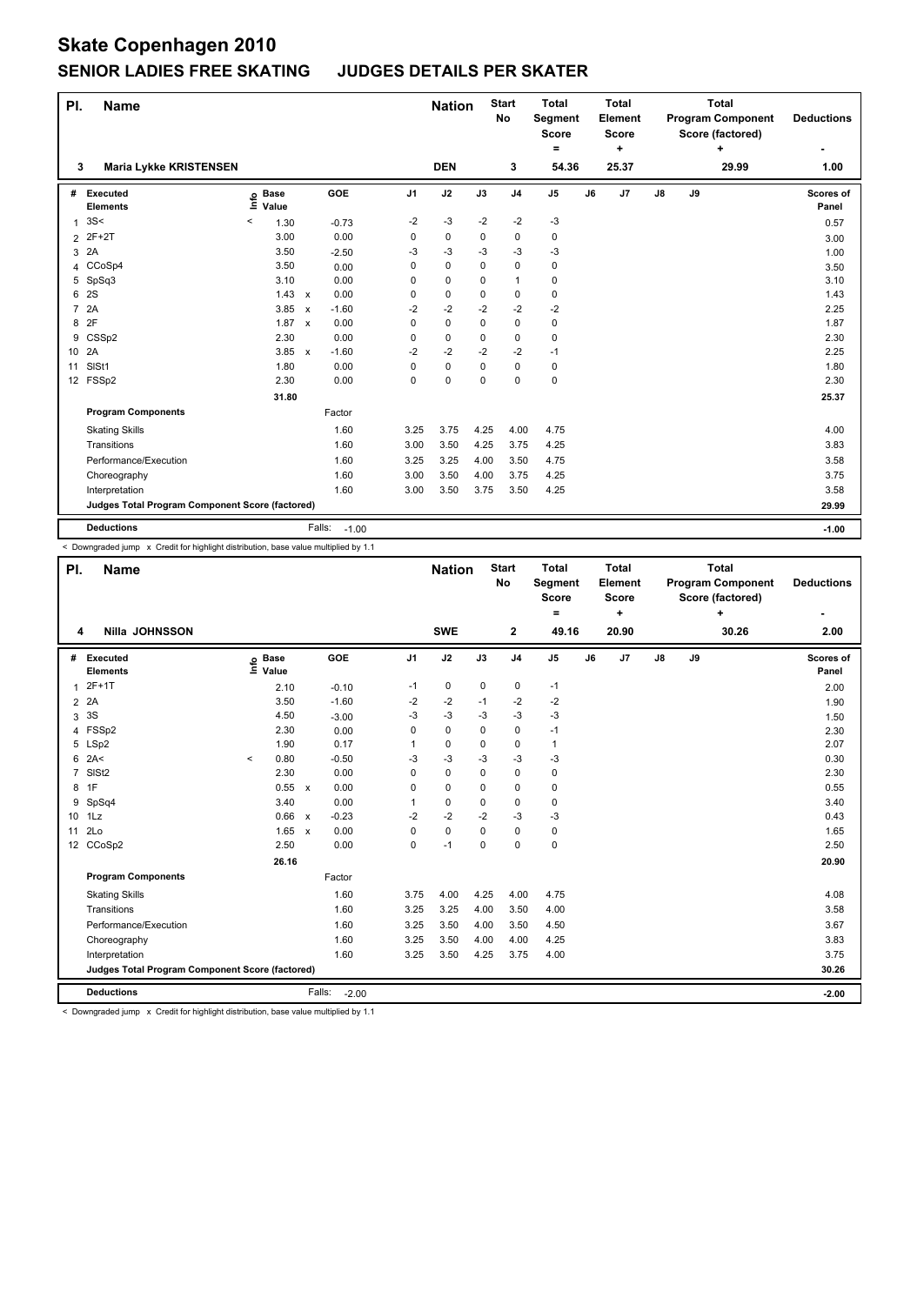# Skate Copenhagen 2010

## SENIOR LADIES FREE SKATING    JUDGES DETAILS PER SKATER

| Pl. | Name | | Nation | Start No | Total Segment Score = | Total Element Score + | Total Program Component Score (factored) + | Deductions - |
|---|---|---|---|---|---|---|---|---|
| 3 | Maria Lykke KRISTENSEN | | DEN | 3 | 54.36 | 25.37 | 29.99 | 1.00 |

| # | Executed Elements | Info | Base Value | | GOE | J1 | J2 | J3 | J4 | J5 | J6 | J7 | J8 | J9 | Scores of Panel |
|---|---|---|---|---|---|---|---|---|---|---|---|---|---|---|---|
| 1 | 3S< | < | 1.30 | | -0.73 | -2 | -3 | -2 | -2 | -3 | | | | | 0.57 |
| 2 | 2F+2T | | 3.00 | | 0.00 | 0 | 0 | 0 | 0 | 0 | | | | | 3.00 |
| 3 | 2A | | 3.50 | | -2.50 | -3 | -3 | -3 | -3 | -3 | | | | | 1.00 |
| 4 | CCoSp4 | | 3.50 | | 0.00 | 0 | 0 | 0 | 0 | 0 | | | | | 3.50 |
| 5 | SpSq3 | | 3.10 | | 0.00 | 0 | 0 | 0 | 1 | 0 | | | | | 3.10 |
| 6 | 2S | | 1.43 | x | 0.00 | 0 | 0 | 0 | 0 | 0 | | | | | 1.43 |
| 7 | 2A | | 3.85 | x | -1.60 | -2 | -2 | -2 | -2 | -2 | | | | | 2.25 |
| 8 | 2F | | 1.87 | x | 0.00 | 0 | 0 | 0 | 0 | 0 | | | | | 1.87 |
| 9 | CSSp2 | | 2.30 | | 0.00 | 0 | 0 | 0 | 0 | 0 | | | | | 2.30 |
| 10 | 2A | | 3.85 | x | -1.60 | -2 | -2 | -2 | -2 | -1 | | | | | 2.25 |
| 11 | SlSt1 | | 1.80 | | 0.00 | 0 | 0 | 0 | 0 | 0 | | | | | 1.80 |
| 12 | FSSp2 | | 2.30 | | 0.00 | 0 | 0 | 0 | 0 | 0 | | | | | 2.30 |
| | | | 31.80 | | | | | | | | | | | | 25.37 |
| | **Program Components** | | | | Factor | | | | | | | | | | |
| | Skating Skills | | | | 1.60 | 3.25 | 3.75 | 4.25 | 4.00 | 4.75 | | | | | 4.00 |
| | Transitions | | | | 1.60 | 3.00 | 3.50 | 4.25 | 3.75 | 4.25 | | | | | 3.83 |
| | Performance/Execution | | | | 1.60 | 3.25 | 3.25 | 4.00 | 3.50 | 4.75 | | | | | 3.58 |
| | Choreography | | | | 1.60 | 3.00 | 3.50 | 4.00 | 3.75 | 4.25 | | | | | 3.75 |
| | Interpretation | | | | 1.60 | 3.00 | 3.50 | 3.75 | 3.50 | 4.25 | | | | | 3.58 |
| | **Judges Total Program Component Score (factored)** | | | | | | | | | | | | | | 29.99 |
| | **Deductions** | | | | Falls: -1.00 | | | | | | | | | | -1.00 |

< Downgraded jump x Credit for highlight distribution, base value multiplied by 1.1

| Pl. | Name | | Nation | Start No | Total Segment Score = | Total Element Score + | Total Program Component Score (factored) + | Deductions - |
|---|---|---|---|---|---|---|---|---|
| 4 | Nilla JOHNSSON | | SWE | 2 | 49.16 | 20.90 | 30.26 | 2.00 |

| # | Executed Elements | Info | Base Value | | GOE | J1 | J2 | J3 | J4 | J5 | J6 | J7 | J8 | J9 | Scores of Panel |
|---|---|---|---|---|---|---|---|---|---|---|---|---|---|---|---|
| 1 | 2F+1T | | 2.10 | | -0.10 | -1 | 0 | 0 | 0 | -1 | | | | | 2.00 |
| 2 | 2A | | 3.50 | | -1.60 | -2 | -2 | -1 | -2 | -2 | | | | | 1.90 |
| 3 | 3S | | 4.50 | | -3.00 | -3 | -3 | -3 | -3 | -3 | | | | | 1.50 |
| 4 | FSSp2 | | 2.30 | | 0.00 | 0 | 0 | 0 | 0 | -1 | | | | | 2.30 |
| 5 | LSp2 | | 1.90 | | 0.17 | 1 | 0 | 0 | 0 | 1 | | | | | 2.07 |
| 6 | 2A< | < | 0.80 | | -0.50 | -3 | -3 | -3 | -3 | -3 | | | | | 0.30 |
| 7 | SlSt2 | | 2.30 | | 0.00 | 0 | 0 | 0 | 0 | 0 | | | | | 2.30 |
| 8 | 1F | | 0.55 | x | 0.00 | 0 | 0 | 0 | 0 | 0 | | | | | 0.55 |
| 9 | SpSq4 | | 3.40 | | 0.00 | 1 | 0 | 0 | 0 | 0 | | | | | 3.40 |
| 10 | 1Lz | | 0.66 | x | -0.23 | -2 | -2 | -2 | -3 | -3 | | | | | 0.43 |
| 11 | 2Lo | | 1.65 | x | 0.00 | 0 | 0 | 0 | 0 | 0 | | | | | 1.65 |
| 12 | CCoSp2 | | 2.50 | | 0.00 | 0 | -1 | 0 | 0 | 0 | | | | | 2.50 |
| | | | 26.16 | | | | | | | | | | | | 20.90 |
| | **Program Components** | | | | Factor | | | | | | | | | | |
| | Skating Skills | | | | 1.60 | 3.75 | 4.00 | 4.25 | 4.00 | 4.75 | | | | | 4.08 |
| | Transitions | | | | 1.60 | 3.25 | 3.25 | 4.00 | 3.50 | 4.00 | | | | | 3.58 |
| | Performance/Execution | | | | 1.60 | 3.25 | 3.50 | 4.00 | 3.50 | 4.50 | | | | | 3.67 |
| | Choreography | | | | 1.60 | 3.25 | 3.50 | 4.00 | 4.00 | 4.25 | | | | | 3.83 |
| | Interpretation | | | | 1.60 | 3.25 | 3.50 | 4.25 | 3.75 | 4.00 | | | | | 3.75 |
| | **Judges Total Program Component Score (factored)** | | | | | | | | | | | | | | 30.26 |
| | **Deductions** | | | | Falls: -2.00 | | | | | | | | | | -2.00 |

< Downgraded jump x Credit for highlight distribution, base value multiplied by 1.1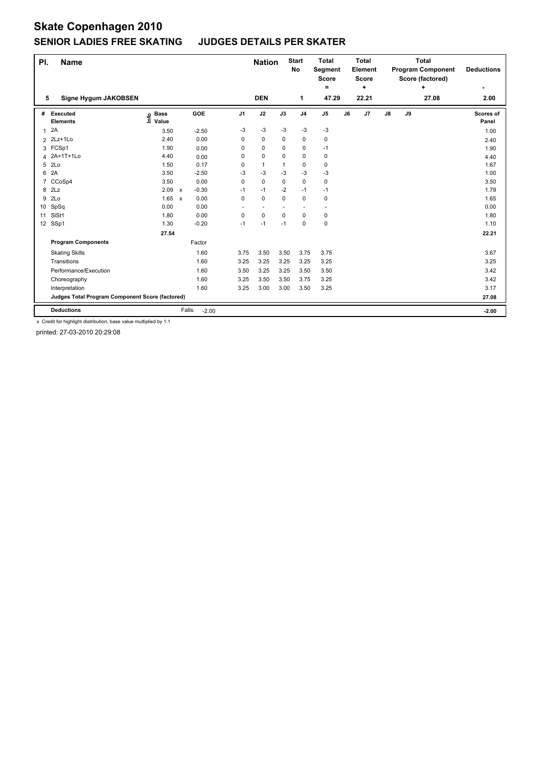# Skate Copenhagen 2010

## SENIOR LADIES FREE SKATING JUDGES DETAILS PER SKATER

| Pl. | Name | Nation | Start No | Total Segment Score = | Total Element Score + | Total Program Component Score (factored) + | Deductions - |
|---|---|---|---|---|---|---|---|
| 5 | Signe Hygum JAKOBSEN | DEN | 1 | 47.29 | 22.21 | 27.08 | 2.00 |

| # | Executed Elements | Info | Base Value | | GOE | J1 | J2 | J3 | J4 | J5 | J6 | J7 | J8 | J9 | Scores of Panel |
|---|---|---|---|---|---|---|---|---|---|---|---|---|---|---|---|
| 1 | 2A | | 3.50 | | -2.50 | -3 | -3 | -3 | -3 | -3 | | | | | 1.00 |
| 2 | 2Lz+1Lo | | 2.40 | | 0.00 | 0 | 0 | 0 | 0 | 0 | | | | | 2.40 |
| 3 | FCSp1 | | 1.90 | | 0.00 | 0 | 0 | 0 | 0 | -1 | | | | | 1.90 |
| 4 | 2A+1T+1Lo | | 4.40 | | 0.00 | 0 | 0 | 0 | 0 | 0 | | | | | 4.40 |
| 5 | 2Lo | | 1.50 | | 0.17 | 0 | 1 | 1 | 0 | 0 | | | | | 1.67 |
| 6 | 2A | | 3.50 | | -2.50 | -3 | -3 | -3 | -3 | -3 | | | | | 1.00 |
| 7 | CCoSp4 | | 3.50 | | 0.00 | 0 | 0 | 0 | 0 | 0 | | | | | 3.50 |
| 8 | 2Lz | | 2.09 | x | -0.30 | -1 | -1 | -2 | -1 | -1 | | | | | 1.79 |
| 9 | 2Lo | | 1.65 | x | 0.00 | 0 | 0 | 0 | 0 | 0 | | | | | 1.65 |
| 10 | SpSq | | 0.00 | | 0.00 | - | - | - | - | - | | | | | 0.00 |
| 11 | SlSt1 | | 1.80 | | 0.00 | 0 | 0 | 0 | 0 | 0 | | | | | 1.80 |
| 12 | SSp1 | | 1.30 | | -0.20 | -1 | -1 | -1 | 0 | 0 | | | | | 1.10 |
| | | | 27.54 | | | | | | | | | | | | 22.21 |
| | **Program Components** | | | | Factor | | | | | | | | | | |
| | Skating Skills | | | | 1.60 | 3.75 | 3.50 | 3.50 | 3.75 | 3.75 | | | | | 3.67 |
| | Transitions | | | | 1.60 | 3.25 | 3.25 | 3.25 | 3.25 | 3.25 | | | | | 3.25 |
| | Performance/Execution | | | | 1.60 | 3.50 | 3.25 | 3.25 | 3.50 | 3.50 | | | | | 3.42 |
| | Choreography | | | | 1.60 | 3.25 | 3.50 | 3.50 | 3.75 | 3.25 | | | | | 3.42 |
| | Interpretation | | | | 1.60 | 3.25 | 3.00 | 3.00 | 3.50 | 3.25 | | | | | 3.17 |
| | **Judges Total Program Component Score (factored)** | | | | | | | | | | | | | | 27.08 |
| | **Deductions** | | | | Falls: -2.00 | | | | | | | | | | -2.00 |

x Credit for highlight distribution, base value multiplied by 1.1

printed: 27-03-2010 20:29:08